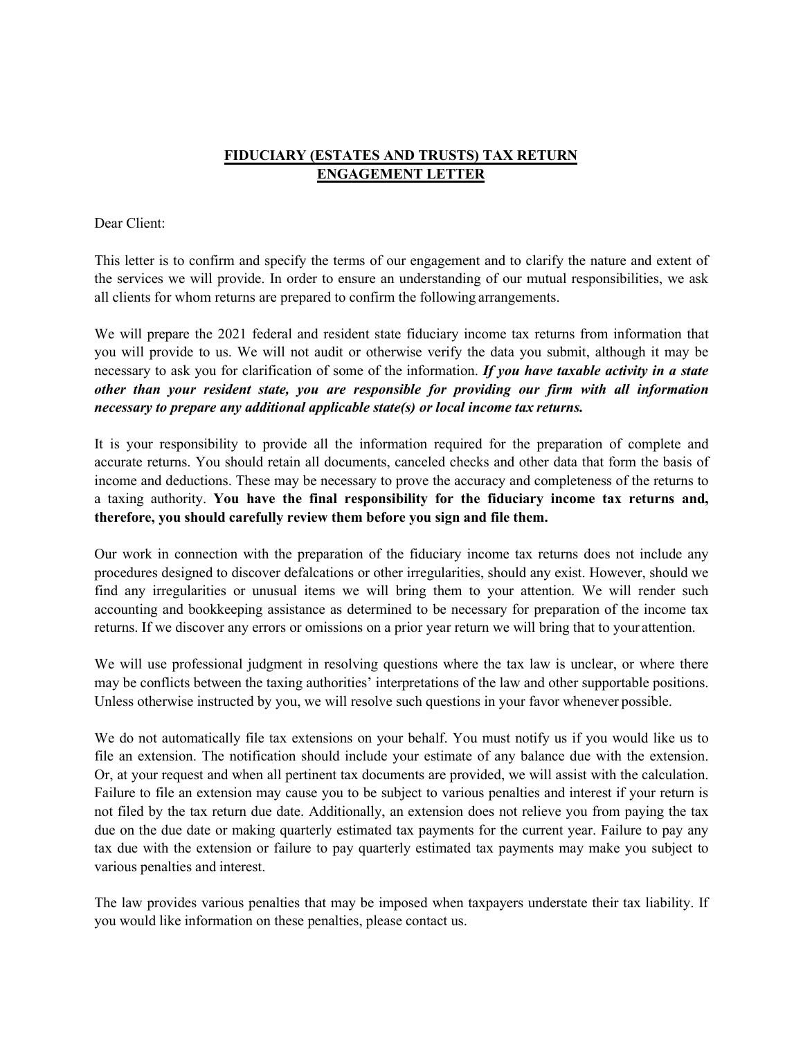# FIDUCIARY (ESTATES AND TRUSTS) TAX RETURN ENGAGEMENT LETTER

Dear Client:

This letter is to confirm and specify the terms of our engagement and to clarify the nature and extent of the services we will provide. In order to ensure an understanding of our mutual responsibilities, we ask all clients for whom returns are prepared to confirm the following arrangements.

We will prepare the 2021 federal and resident state fiduciary income tax returns from information that you will provide to us. We will not audit or otherwise verify the data you submit, although it may be necessary to ask you for clarification of some of the information. ***If you have taxable activity in a state other than your resident state, you are responsible for providing our firm with all information necessary to prepare any additional applicable state(s) or local income tax returns.***

It is your responsibility to provide all the information required for the preparation of complete and accurate returns. You should retain all documents, canceled checks and other data that form the basis of income and deductions. These may be necessary to prove the accuracy and completeness of the returns to a taxing authority. **You have the final responsibility for the fiduciary income tax returns and, therefore, you should carefully review them before you sign and file them.**

Our work in connection with the preparation of the fiduciary income tax returns does not include any procedures designed to discover defalcations or other irregularities, should any exist. However, should we find any irregularities or unusual items we will bring them to your attention. We will render such accounting and bookkeeping assistance as determined to be necessary for preparation of the income tax returns. If we discover any errors or omissions on a prior year return we will bring that to your attention.

We will use professional judgment in resolving questions where the tax law is unclear, or where there may be conflicts between the taxing authorities' interpretations of the law and other supportable positions. Unless otherwise instructed by you, we will resolve such questions in your favor whenever possible.

We do not automatically file tax extensions on your behalf. You must notify us if you would like us to file an extension. The notification should include your estimate of any balance due with the extension. Or, at your request and when all pertinent tax documents are provided, we will assist with the calculation. Failure to file an extension may cause you to be subject to various penalties and interest if your return is not filed by the tax return due date. Additionally, an extension does not relieve you from paying the tax due on the due date or making quarterly estimated tax payments for the current year. Failure to pay any tax due with the extension or failure to pay quarterly estimated tax payments may make you subject to various penalties and interest.

The law provides various penalties that may be imposed when taxpayers understate their tax liability. If you would like information on these penalties, please contact us.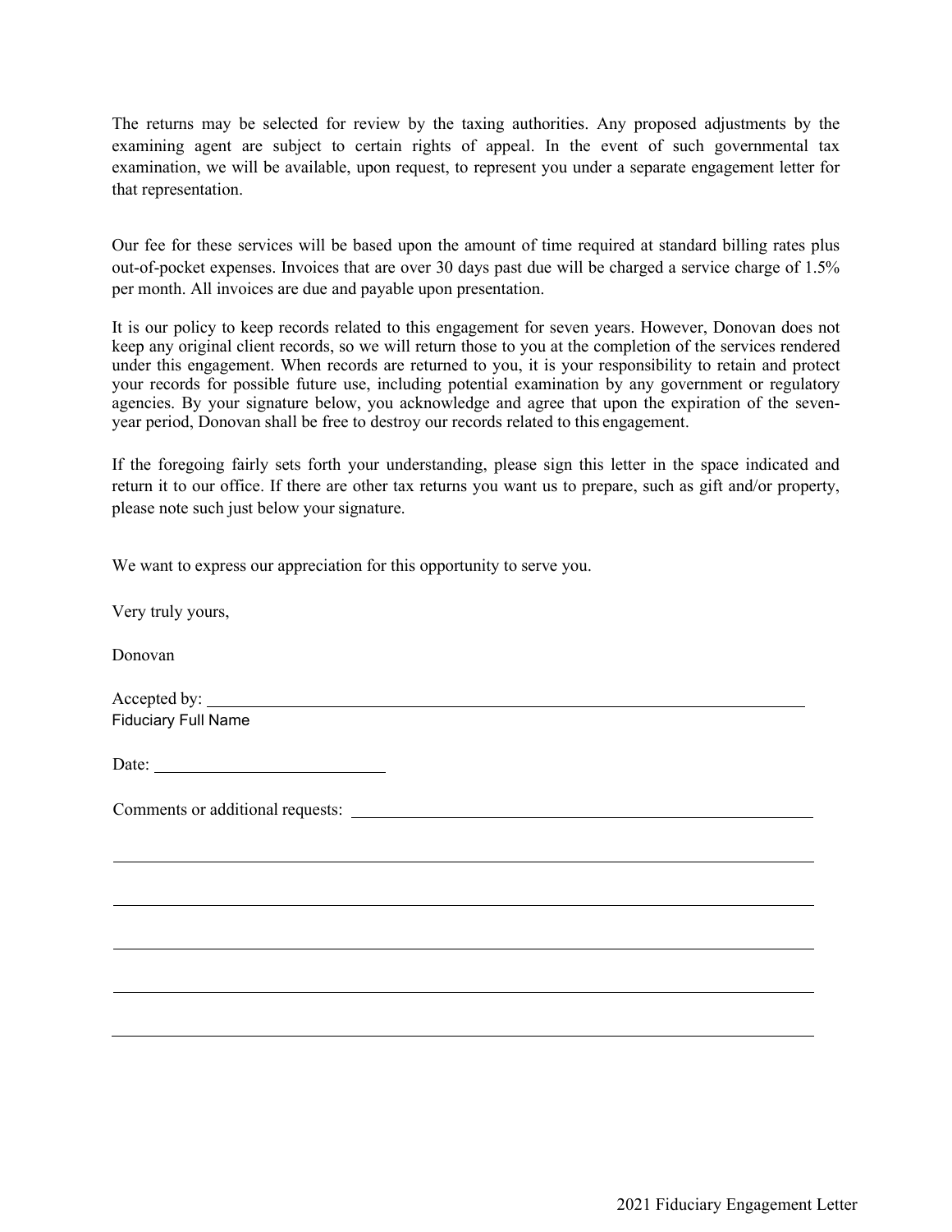The returns may be selected for review by the taxing authorities. Any proposed adjustments by the examining agent are subject to certain rights of appeal. In the event of such governmental tax examination, we will be available, upon request, to represent you under a separate engagement letter for that representation.

Our fee for these services will be based upon the amount of time required at standard billing rates plus out-of-pocket expenses. Invoices that are over 30 days past due will be charged a service charge of 1.5% per month. All invoices are due and payable upon presentation.

It is our policy to keep records related to this engagement for seven years. However, Donovan does not keep any original client records, so we will return those to you at the completion of the services rendered under this engagement. When records are returned to you, it is your responsibility to retain and protect your records for possible future use, including potential examination by any government or regulatory agencies. By your signature below, you acknowledge and agree that upon the expiration of the seven-year period, Donovan shall be free to destroy our records related to this engagement.

If the foregoing fairly sets forth your understanding, please sign this letter in the space indicated and return it to our office. If there are other tax returns you want us to prepare, such as gift and/or property, please note such just below your signature.

We want to express our appreciation for this opportunity to serve you.

Very truly yours,

Donovan

Accepted by: ______________________________________________

Fiduciary Full Name

Date: ____________________

Comments or additional requests: ______________________________________

______________________________________________________________

______________________________________________________________

______________________________________________________________

______________________________________________________________

______________________________________________________________